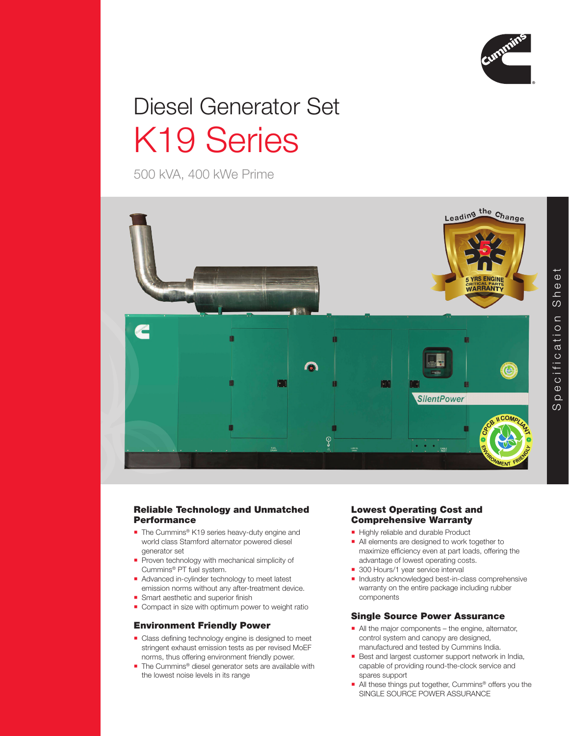# Diesel Generator Set

# K19 Series

500 kVA, 400 kWe Prime

## Reliable Technology and Unmatched Performance

- The Cummins® K19 series heavy-duty engine and world class Stamford alternator powered diesel generator set
- Proven technology with mechanical simplicity of Cummins® PT fuel system.
- Advanced in-cylinder technology to meet latest emission norms without any after-treatment device.
- Smart aesthetic and superior finish
- Compact in size with optimum power to weight ratio

## Environment Friendly Power

- Class defining technology engine is designed to meet stringent exhaust emission tests as per revised MoEF norms, thus offering environment friendly power.
- The Cummins® diesel generator sets are available with the lowest noise levels in its range

## Lowest Operating Cost and Comprehensive Warranty

- Highly reliable and durable Product
- All elements are designed to work together to maximize efficiency even at part loads, offering the advantage of lowest operating costs.
- 300 Hours/1 year service interval
- Industry acknowledged best-in-class comprehensive warranty on the entire package including rubber components

## Single Source Power Assurance

- All the major components – the engine, alternator, control system and canopy are designed, manufactured and tested by Cummins India.
- Best and largest customer support network in India, capable of providing round-the-clock service and spares support
- All these things put together, Cummins® offers you the SINGLE SOURCE POWER ASSURANCE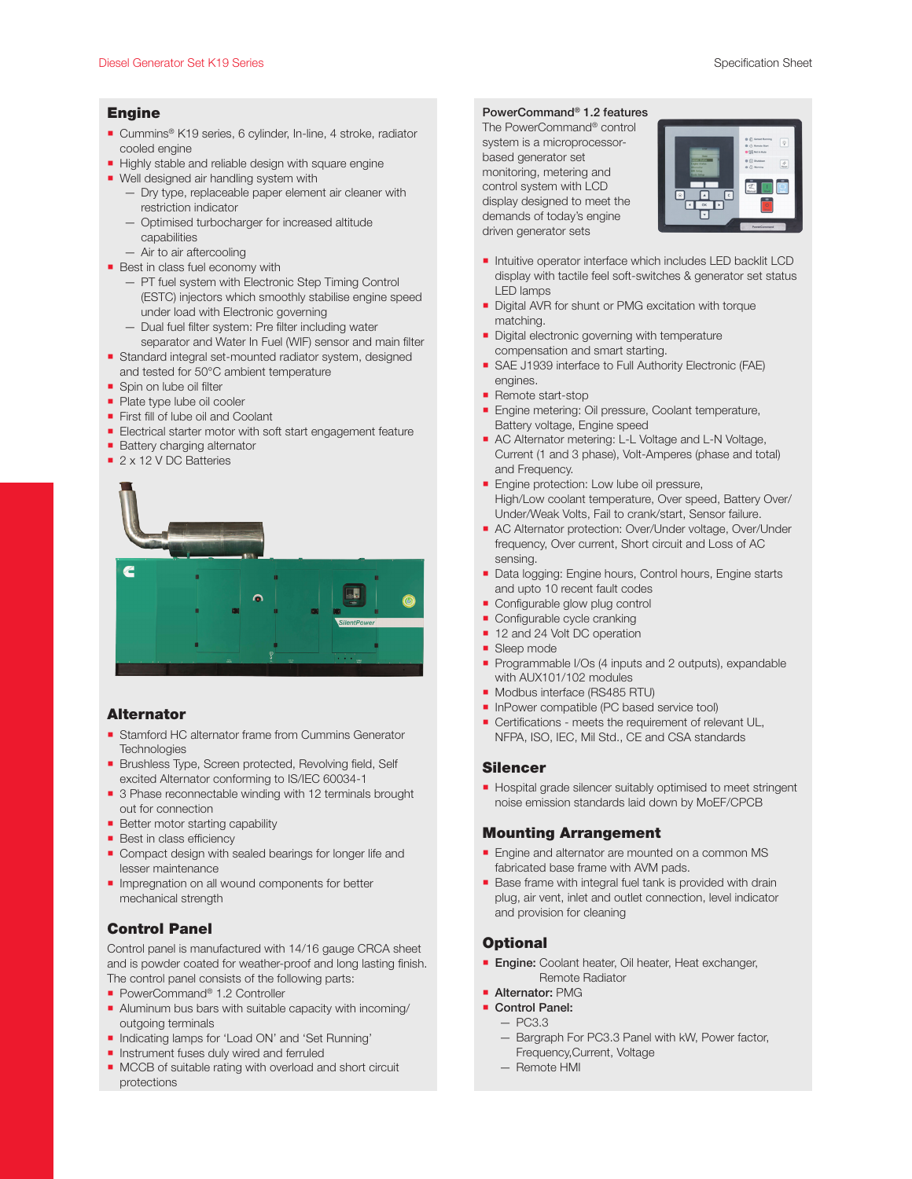## Engine

- Cummins® K19 series, 6 cylinder, In-line, 4 stroke, radiator cooled engine
- Highly stable and reliable design with square engine
- Well designed air handling system with
  - Dry type, replaceable paper element air cleaner with restriction indicator
  - Optimised turbocharger for increased altitude capabilities
  - Air to air aftercooling
- Best in class fuel economy with
  - PT fuel system with Electronic Step Timing Control (ESTC) injectors which smoothly stabilise engine speed under load with Electronic governing
  - Dual fuel filter system: Pre filter including water separator and Water In Fuel (WIF) sensor and main filter
- Standard integral set-mounted radiator system, designed and tested for 50°C ambient temperature
- Spin on lube oil filter
- Plate type lube oil cooler
- First fill of lube oil and Coolant
- Electrical starter motor with soft start engagement feature
- Battery charging alternator
- 2 x 12 V DC Batteries

## Alternator

- Stamford HC alternator frame from Cummins Generator Technologies
- Brushless Type, Screen protected, Revolving field, Self excited Alternator conforming to IS/IEC 60034-1
- 3 Phase reconnectable winding with 12 terminals brought out for connection
- Better motor starting capability
- Best in class efficiency
- Compact design with sealed bearings for longer life and lesser maintenance
- Impregnation on all wound components for better mechanical strength

## Control Panel

Control panel is manufactured with 14/16 gauge CRCA sheet and is powder coated for weather-proof and long lasting finish. The control panel consists of the following parts:

- PowerCommand® 1.2 Controller
- Aluminum bus bars with suitable capacity with incoming/ outgoing terminals
- Indicating lamps for 'Load ON' and 'Set Running'
- Instrument fuses duly wired and ferruled
- MCCB of suitable rating with overload and short circuit protections

### PowerCommand® 1.2 features

The PowerCommand® control system is a microprocessor-based generator set monitoring, metering and control system with LCD display designed to meet the demands of today's engine driven generator sets

- Intuitive operator interface which includes LED backlit LCD display with tactile feel soft-switches & generator set status LED lamps
- Digital AVR for shunt or PMG excitation with torque matching.
- Digital electronic governing with temperature compensation and smart starting.
- SAE J1939 interface to Full Authority Electronic (FAE) engines.
- Remote start-stop
- Engine metering: Oil pressure, Coolant temperature, Battery voltage, Engine speed
- AC Alternator metering: L-L Voltage and L-N Voltage, Current (1 and 3 phase), Volt-Amperes (phase and total) and Frequency.
- Engine protection: Low lube oil pressure, High/Low coolant temperature, Over speed, Battery Over/ Under/Weak Volts, Fail to crank/start, Sensor failure.
- AC Alternator protection: Over/Under voltage, Over/Under frequency, Over current, Short circuit and Loss of AC sensing.
- Data logging: Engine hours, Control hours, Engine starts and upto 10 recent fault codes
- Configurable glow plug control
- Configurable cycle cranking
- 12 and 24 Volt DC operation
- Sleep mode
- Programmable I/Os (4 inputs and 2 outputs), expandable with AUX101/102 modules
- Modbus interface (RS485 RTU)
- InPower compatible (PC based service tool)
- Certifications - meets the requirement of relevant UL, NFPA, ISO, IEC, Mil Std., CE and CSA standards

## Silencer

- Hospital grade silencer suitably optimised to meet stringent noise emission standards laid down by MoEF/CPCB

## Mounting Arrangement

- Engine and alternator are mounted on a common MS fabricated base frame with AVM pads.
- Base frame with integral fuel tank is provided with drain plug, air vent, inlet and outlet connection, level indicator and provision for cleaning

## Optional

- **Engine:** Coolant heater, Oil heater, Heat exchanger, Remote Radiator
- **Alternator:** PMG
- **Control Panel:**
  - PC3.3
  - Bargraph For PC3.3 Panel with kW, Power factor, Frequency,Current, Voltage
  - Remote HMI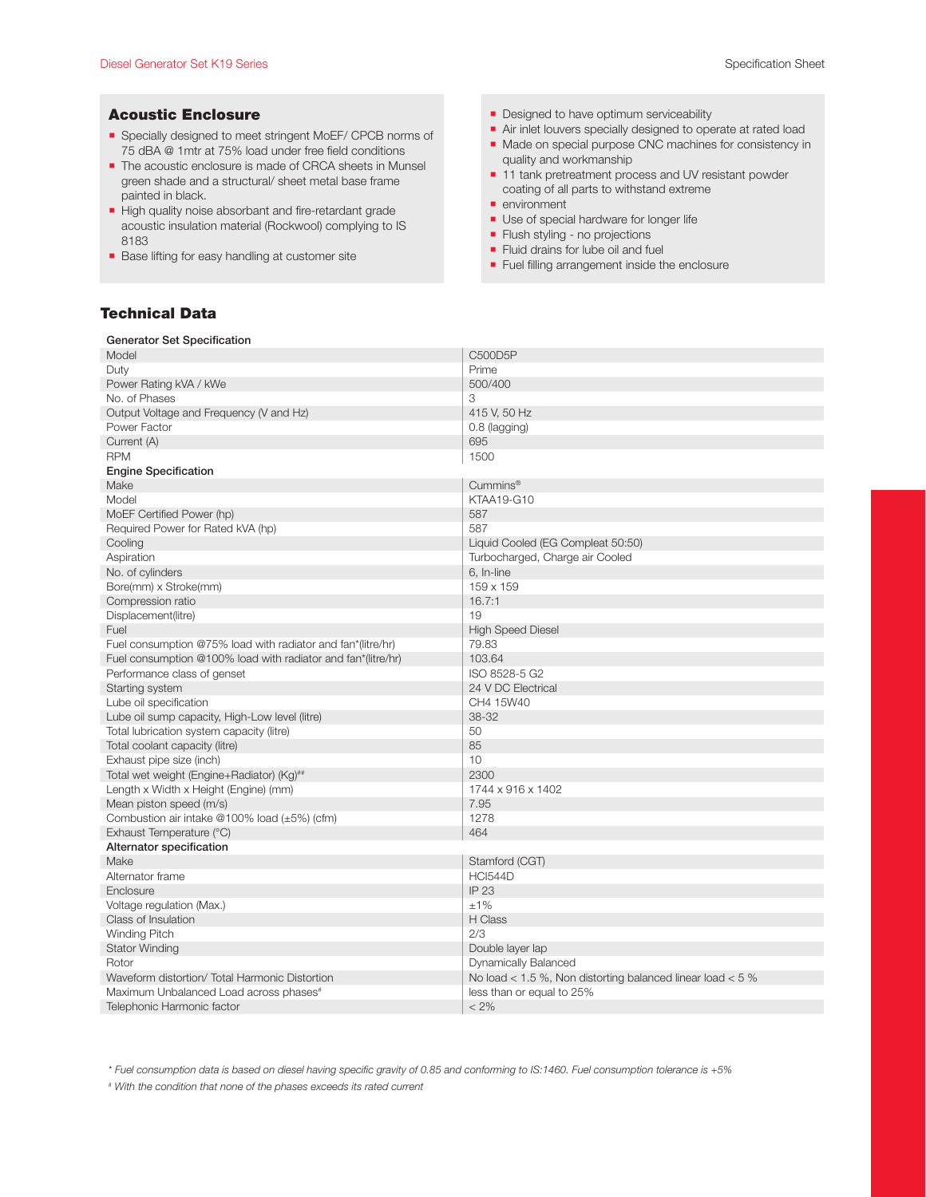## Acoustic Enclosure

- Specially designed to meet stringent MoEF/ CPCB norms of 75 dBA @ 1mtr at 75% load under free field conditions
- The acoustic enclosure is made of CRCA sheets in Munsel green shade and a structural/ sheet metal base frame painted in black.
- High quality noise absorbant and fire-retardant grade acoustic insulation material (Rockwool) complying to IS 8183
- Base lifting for easy handling at customer site
- Designed to have optimum serviceability
- Air inlet louvers specially designed to operate at rated load
- Made on special purpose CNC machines for consistency in quality and workmanship
- 11 tank pretreatment process and UV resistant powder coating of all parts to withstand extreme
- environment
- Use of special hardware for longer life
- Flush styling - no projections
- Fluid drains for lube oil and fuel
- Fuel filling arrangement inside the enclosure

## Technical Data

| **Generator Set Specification** | |
|---|---|
| Model | C500D5P |
| Duty | Prime |
| Power Rating kVA / kWe | 500/400 |
| No. of Phases | 3 |
| Output Voltage and Frequency (V and Hz) | 415 V, 50 Hz |
| Power Factor | 0.8 (lagging) |
| Current (A) | 695 |
| RPM | 1500 |
| **Engine Specification** | |
| Make | Cummins® |
| Model | KTAA19-G10 |
| MoEF Certified Power (hp) | 587 |
| Required Power for Rated kVA (hp) | 587 |
| Cooling | Liquid Cooled (EG Compleat 50:50) |
| Aspiration | Turbocharged, Charge air Cooled |
| No. of cylinders | 6, In-line |
| Bore(mm) x Stroke(mm) | 159 x 159 |
| Compression ratio | 16.7:1 |
| Displacement(litre) | 19 |
| Fuel | High Speed Diesel |
| Fuel consumption @75% load with radiator and fan*(litre/hr) | 79.83 |
| Fuel consumption @100% load with radiator and fan*(litre/hr) | 103.64 |
| Performance class of genset | ISO 8528-5 G2 |
| Starting system | 24 V DC Electrical |
| Lube oil specification | CH4 15W40 |
| Lube oil sump capacity, High-Low level (litre) | 38-32 |
| Total lubrication system capacity (litre) | 50 |
| Total coolant capacity (litre) | 85 |
| Exhaust pipe size (inch) | 10 |
| Total wet weight (Engine+Radiator) (Kg)## | 2300 |
| Length x Width x Height (Engine) (mm) | 1744 x 916 x 1402 |
| Mean piston speed (m/s) | 7.95 |
| Combustion air intake @100% load (±5%) (cfm) | 1278 |
| Exhaust Temperature (°C) | 464 |
| **Alternator specification** | |
| Make | Stamford (CGT) |
| Alternator frame | HCI544D |
| Enclosure | IP 23 |
| Voltage regulation (Max.) | ±1% |
| Class of Insulation | H Class |
| Winding Pitch | 2/3 |
| Stator Winding | Double layer lap |
| Rotor | Dynamically Balanced |
| Waveform distortion/ Total Harmonic Distortion | No load < 1.5 %, Non distorting balanced linear load < 5 % |
| Maximum Unbalanced Load across phases# | less than or equal to 25% |
| Telephonic Harmonic factor | < 2% |

*\* Fuel consumption data is based on diesel having specific gravity of 0.85 and conforming to IS:1460. Fuel consumption tolerance is +5%*

*# With the condition that none of the phases exceeds its rated current*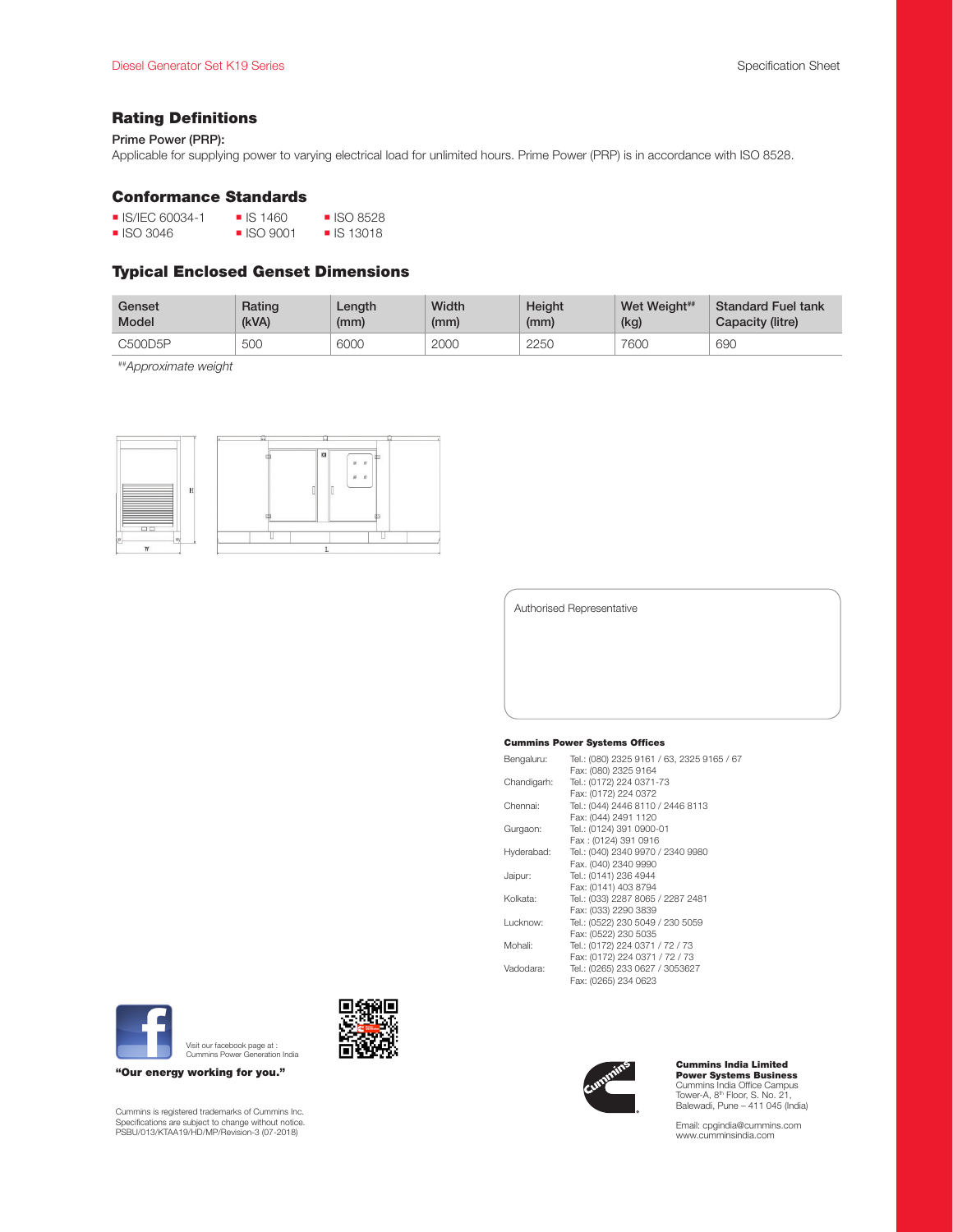## Rating Definitions

**Prime Power (PRP):**
Applicable for supplying power to varying electrical load for unlimited hours. Prime Power (PRP) is in accordance with ISO 8528.

## Conformance Standards

- IS/IEC 60034-1
- IS 1460
- ISO 8528
- ISO 3046
- ISO 9001
- IS 13018

## Typical Enclosed Genset Dimensions

| Genset Model | Rating (kVA) | Length (mm) | Width (mm) | Height (mm) | Wet Weight## (kg) | Standard Fuel tank Capacity (litre) |
|---|---|---|---|---|---|---|
| C500D5P | 500 | 6000 | 2000 | 2250 | 7600 | 690 |

*##Approximate weight*

H

W

L

Authorised Representative

**Cummins Power Systems Offices**

| | |
|---|---|
| Bengaluru: | Tel.: (080) 2325 9161 / 63, 2325 9165 / 67<br>Fax: (080) 2325 9164 |
| Chandigarh: | Tel.: (0172) 224 0371-73<br>Fax: (0172) 224 0372 |
| Chennai: | Tel.: (044) 2446 8110 / 2446 8113<br>Fax: (044) 2491 1120 |
| Gurgaon: | Tel.: (0124) 391 0900-01<br>Fax : (0124) 391 0916 |
| Hyderabad: | Tel.: (040) 2340 9970 / 2340 9980<br>Fax. (040) 2340 9990 |
| Jaipur: | Tel.: (0141) 236 4944<br>Fax: (0141) 403 8794 |
| Kolkata: | Tel.: (033) 2287 8065 / 2287 2481<br>Fax: (033) 2290 3839 |
| Lucknow: | Tel.: (0522) 230 5049 / 230 5059<br>Fax: (0522) 230 5035 |
| Mohali: | Tel.: (0172) 224 0371 / 72 / 73<br>Fax: (0172) 224 0371 / 72 / 73 |
| Vadodara: | Tel.: (0265) 233 0627 / 3053627<br>Fax: (0265) 234 0623 |

Visit our facebook page at :
Cummins Power Generation India

**"Our energy working for you."**

**Cummins India Limited**
**Power Systems Business**
Cummins India Office Campus
Tower-A, 8th Floor, S. No. 21,
Balewadi, Pune – 411 045 (India)

Email: cpgindia@cummins.com
www.cumminsindia.com

Cummins is registered trademarks of Cummins Inc.
Specifications are subject to change without notice.
PSBU/013/KTAA19/HD/MP/Revision-3 (07-2018)